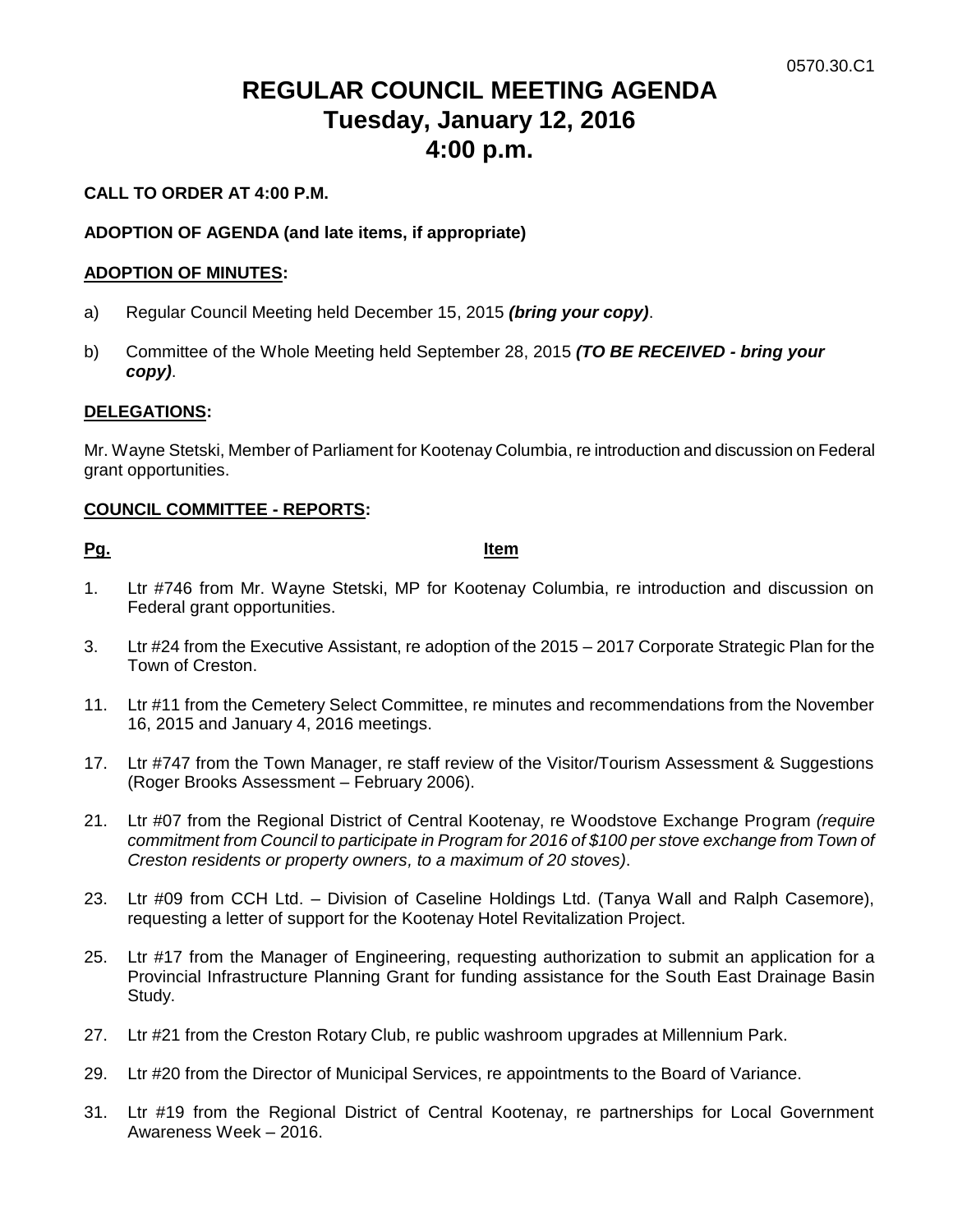0570.30.C1

# REGULAR COUNCIL MEETING AGENDA
# Tuesday, January 12, 2016
# 4:00 p.m.

**CALL TO ORDER AT 4:00 P.M.**

**ADOPTION OF AGENDA (and late items, if appropriate)**

**ADOPTION OF MINUTES:**

a) Regular Council Meeting held December 15, 2015 ***(bring your copy)***.

b) Committee of the Whole Meeting held September 28, 2015 ***(TO BE RECEIVED - bring your copy)***.

**DELEGATIONS:**

Mr. Wayne Stetski, Member of Parliament for Kootenay Columbia, re introduction and discussion on Federal grant opportunities.

**COUNCIL COMMITTEE - REPORTS:**

| Pg. | Item |
| --- | --- |
| 1. | Ltr #746 from Mr. Wayne Stetski, MP for Kootenay Columbia, re introduction and discussion on Federal grant opportunities. |
| 3. | Ltr #24 from the Executive Assistant, re adoption of the 2015 – 2017 Corporate Strategic Plan for the Town of Creston. |
| 11. | Ltr #11 from the Cemetery Select Committee, re minutes and recommendations from the November 16, 2015 and January 4, 2016 meetings. |
| 17. | Ltr #747 from the Town Manager, re staff review of the Visitor/Tourism Assessment & Suggestions (Roger Brooks Assessment – February 2006). |
| 21. | Ltr #07 from the Regional District of Central Kootenay, re Woodstove Exchange Program *(require commitment from Council to participate in Program for 2016 of $100 per stove exchange from Town of Creston residents or property owners, to a maximum of 20 stoves)*. |
| 23. | Ltr #09 from CCH Ltd. – Division of Caseline Holdings Ltd. (Tanya Wall and Ralph Casemore), requesting a letter of support for the Kootenay Hotel Revitalization Project. |
| 25. | Ltr #17 from the Manager of Engineering, requesting authorization to submit an application for a Provincial Infrastructure Planning Grant for funding assistance for the South East Drainage Basin Study. |
| 27. | Ltr #21 from the Creston Rotary Club, re public washroom upgrades at Millennium Park. |
| 29. | Ltr #20 from the Director of Municipal Services, re appointments to the Board of Variance. |
| 31. | Ltr #19 from the Regional District of Central Kootenay, re partnerships for Local Government Awareness Week – 2016. |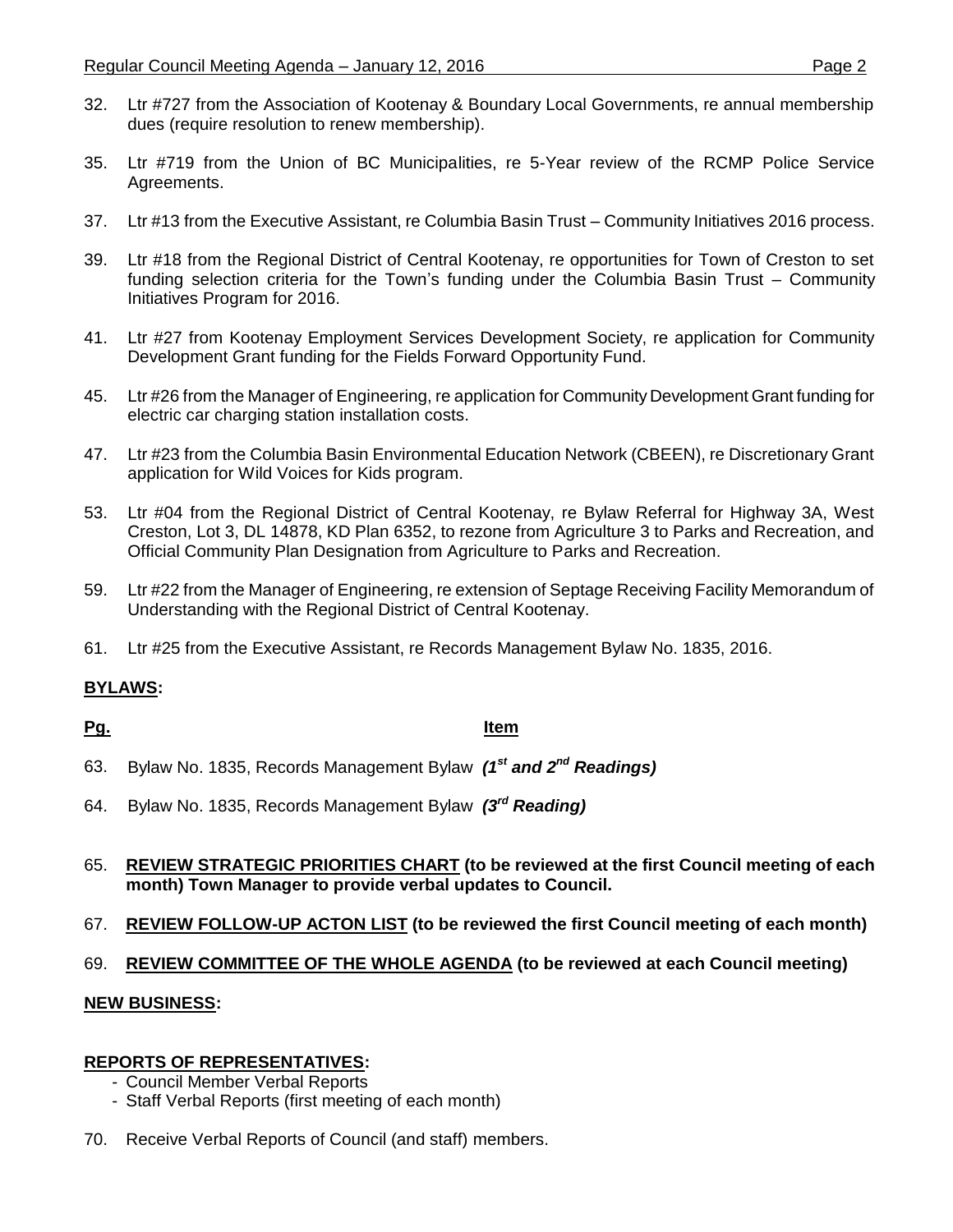32. Ltr #727 from the Association of Kootenay & Boundary Local Governments, re annual membership dues (require resolution to renew membership).

35. Ltr #719 from the Union of BC Municipalities, re 5-Year review of the RCMP Police Service Agreements.

37. Ltr #13 from the Executive Assistant, re Columbia Basin Trust – Community Initiatives 2016 process.

39. Ltr #18 from the Regional District of Central Kootenay, re opportunities for Town of Creston to set funding selection criteria for the Town's funding under the Columbia Basin Trust – Community Initiatives Program for 2016.

41. Ltr #27 from Kootenay Employment Services Development Society, re application for Community Development Grant funding for the Fields Forward Opportunity Fund.

45. Ltr #26 from the Manager of Engineering, re application for Community Development Grant funding for electric car charging station installation costs.

47. Ltr #23 from the Columbia Basin Environmental Education Network (CBEEN), re Discretionary Grant application for Wild Voices for Kids program.

53. Ltr #04 from the Regional District of Central Kootenay, re Bylaw Referral for Highway 3A, West Creston, Lot 3, DL 14878, KD Plan 6352, to rezone from Agriculture 3 to Parks and Recreation, and Official Community Plan Designation from Agriculture to Parks and Recreation.

59. Ltr #22 from the Manager of Engineering, re extension of Septage Receiving Facility Memorandum of Understanding with the Regional District of Central Kootenay.

61. Ltr #25 from the Executive Assistant, re Records Management Bylaw No. 1835, 2016.

**BYLAWS:**

| Pg. | Item |
|---|---|
| 63. | Bylaw No. 1835, Records Management Bylaw ***(1st and 2nd Readings)*** |
| 64. | Bylaw No. 1835, Records Management Bylaw ***(3rd Reading)*** |

65. **REVIEW STRATEGIC PRIORITIES CHART (to be reviewed at the first Council meeting of each month) Town Manager to provide verbal updates to Council.**

67. **REVIEW FOLLOW-UP ACTON LIST (to be reviewed the first Council meeting of each month)**

69. **REVIEW COMMITTEE OF THE WHOLE AGENDA (to be reviewed at each Council meeting)**

**NEW BUSINESS:**

**REPORTS OF REPRESENTATIVES:**

- Council Member Verbal Reports
- Staff Verbal Reports (first meeting of each month)

70. Receive Verbal Reports of Council (and staff) members.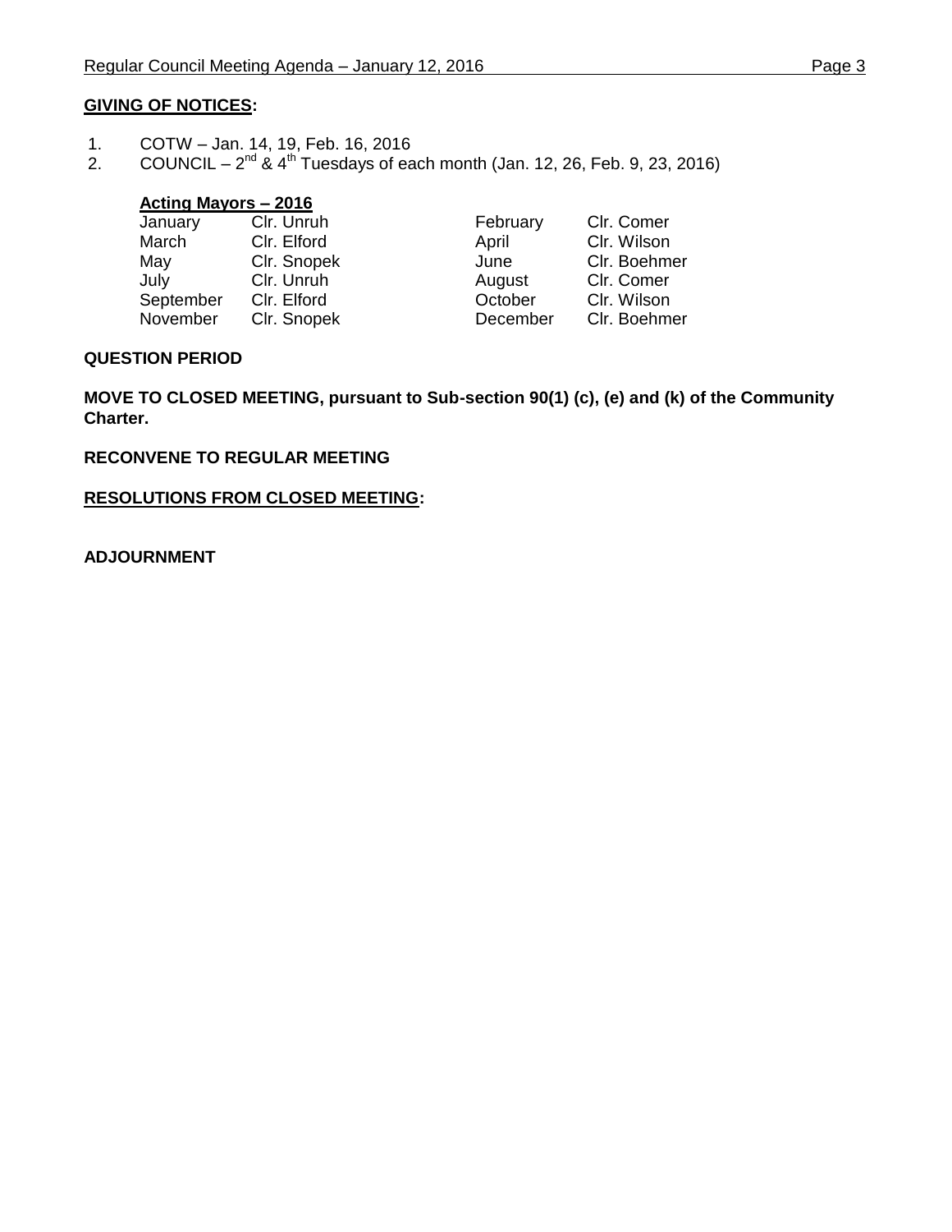**<u>GIVING OF NOTICES</u>:**

1. COTW – Jan. 14, 19, Feb. 16, 2016
2. COUNCIL – 2nd & 4th Tuesdays of each month (Jan. 12, 26, Feb. 9, 23, 2016)

**<u>Acting Mayors – 2016</u>**

| | | | |
|---|---|---|---|
| January | Clr. Unruh | February | Clr. Comer |
| March | Clr. Elford | April | Clr. Wilson |
| May | Clr. Snopek | June | Clr. Boehmer |
| July | Clr. Unruh | August | Clr. Comer |
| September | Clr. Elford | October | Clr. Wilson |
| November | Clr. Snopek | December | Clr. Boehmer |

**QUESTION PERIOD**

**MOVE TO CLOSED MEETING, pursuant to Sub-section 90(1) (c), (e) and (k) of the Community Charter.**

**RECONVENE TO REGULAR MEETING**

**<u>RESOLUTIONS FROM CLOSED MEETING</u>:**

**ADJOURNMENT**